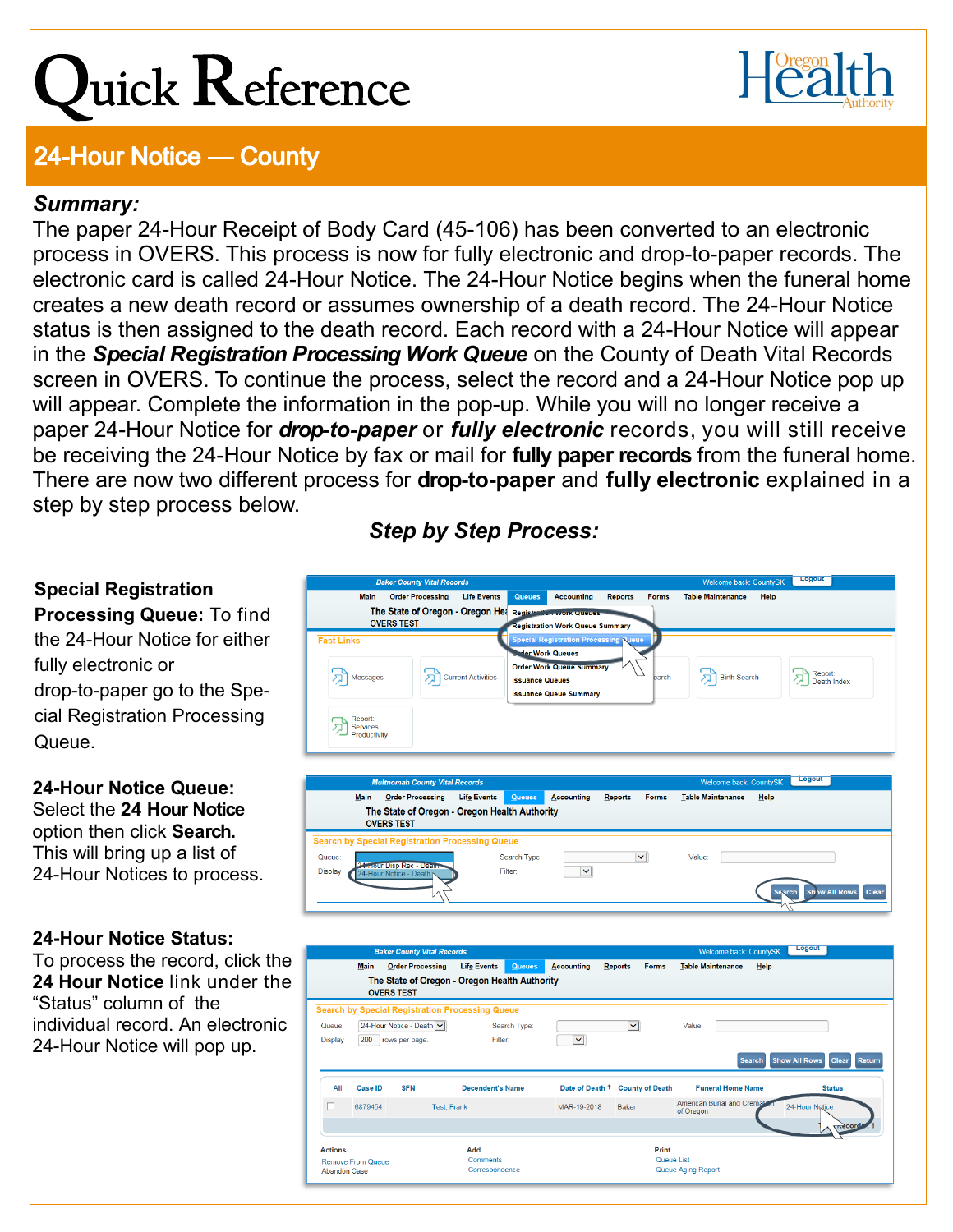# Quick Reference

## 24-Hour Notice — County

***Summary:***

The paper 24-Hour Receipt of Body Card (45-106) has been converted to an electronic process in OVERS. This process is now for fully electronic and drop-to-paper records. The electronic card is called 24-Hour Notice. The 24-Hour Notice begins when the funeral home creates a new death record or assumes ownership of a death record. The 24-Hour Notice status is then assigned to the death record. Each record with a 24-Hour Notice will appear in the ***Special Registration Processing Work Queue*** on the County of Death Vital Records screen in OVERS. To continue the process, select the record and a 24-Hour Notice pop up will appear. Complete the information in the pop-up. While you will no longer receive a paper 24-Hour Notice for ***drop-to-paper*** or ***fully electronic*** records, you will still receive be receiving the 24-Hour Notice by fax or mail for **fully paper records** from the funeral home. There are now two different process for **drop-to-paper** and **fully electronic** explained in a step by step process below.

***Step by Step Process:***

**Special Registration Processing Queue:** To find the 24-Hour Notice for either fully electronic or drop-to-paper go to the Special Registration Processing Queue.

**24-Hour Notice Queue:** Select the **24 Hour Notice** option then click **Search.** This will bring up a list of 24-Hour Notices to process.

**24-Hour Notice Status:** To process the record, click the **24 Hour Notice** link under the “Status” column of the individual record. An electronic 24-Hour Notice will pop up.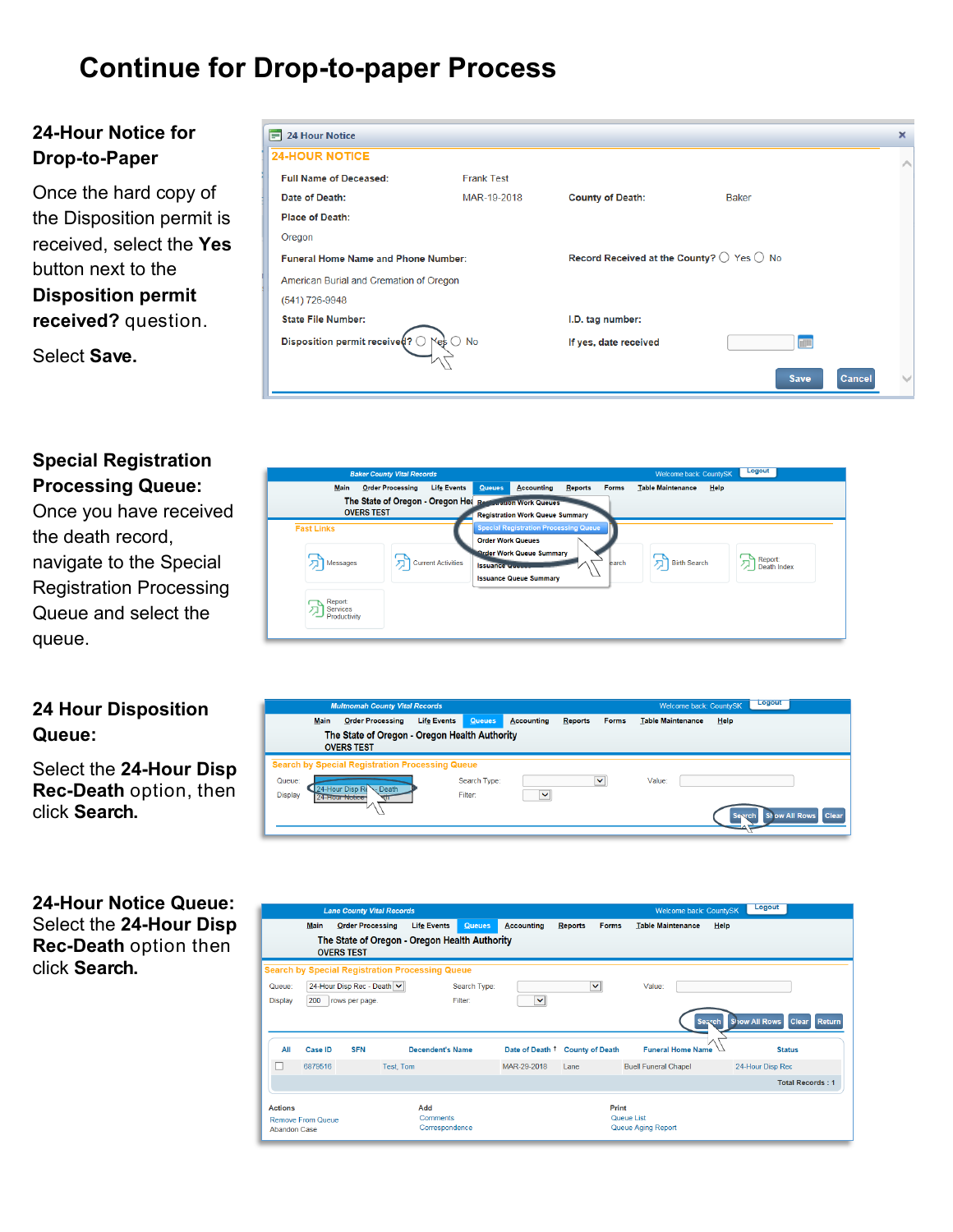# Continue for Drop-to-paper Process

## 24-Hour Notice for Drop-to-Paper

Once the hard copy of the Disposition permit is received, select the **Yes** button next to the **Disposition permit received?** question.

Select **Save.**

## Special Registration Processing Queue:

Once you have received the death record, navigate to the Special Registration Processing Queue and select the queue.

## 24 Hour Disposition Queue:

Select the **24-Hour Disp Rec-Death** option, then click **Search.**

## 24-Hour Notice Queue:

Select the **24-Hour Disp Rec-Death** option then click **Search.**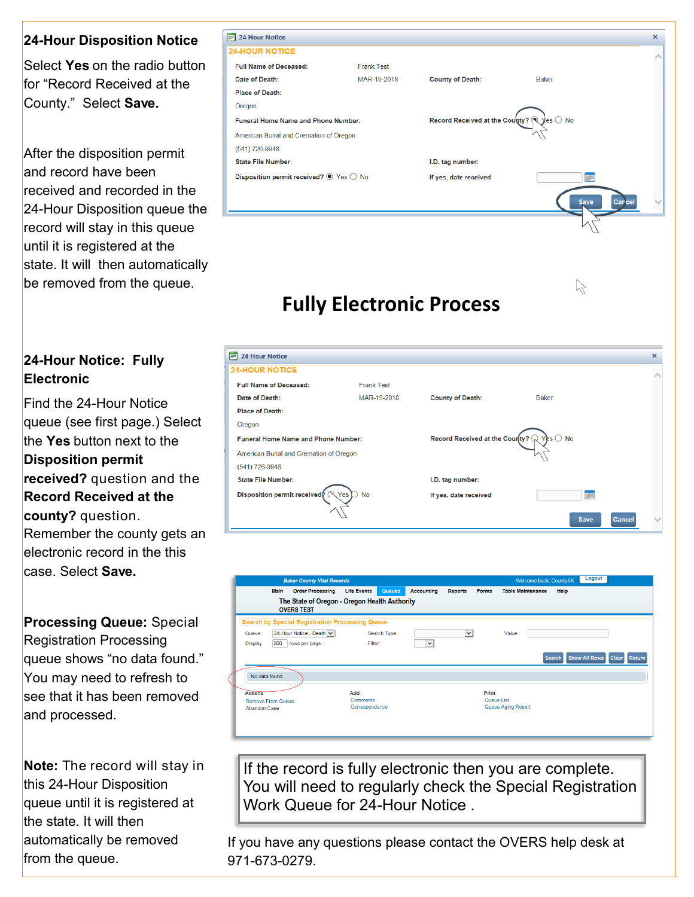## 24-Hour Disposition Notice

Select **Yes** on the radio button for "Record Received at the County." Select **Save.**

After the disposition permit and record have been received and recorded in the 24-Hour Disposition queue the record will stay in this queue until it is registered at the state. It will then automatically be removed from the queue.

24 Hour Notice

24-HOUR NOTICE

Full Name of Deceased: Frank Test

Date of Death: MAR-19-2018 County of Death: Baker

Place of Death:

Oregon

Funeral Home Name and Phone Number: Record Received at the County? Yes No

American Burial and Cremation of Oregon

(541) 726-9948

State File Number: I.D. tag number:

Disposition permit received? Yes No If yes, date received

Save Cancel

# Fully Electronic Process

## 24-Hour Notice: Fully Electronic

Find the 24-Hour Notice queue (see first page.) Select the **Yes** button next to the **Disposition permit received?** question and the **Record Received at the county?** question. Remember the county gets an electronic record in the this case. Select **Save.**

24 Hour Notice

24-HOUR NOTICE

Full Name of Deceased: Frank Test

Date of Death: MAR-19-2018 County of Death: Baker

Place of Death:

Oregon

Funeral Home Name and Phone Number: Record Received at the County? Yes No

American Burial and Cremation of Oregon

(541) 726-9948

State File Number: I.D. tag number:

Disposition permit received? Yes No If yes, date received

Save Cancel

**Processing Queue:** Special Registration Processing queue shows "no data found." You may need to refresh to see that it has been removed and processed.

Baker County Vital Records Welcome back: CountySK Logout

Main Order Processing Life Events Queues Accounting Reports Forms Table Maintenance Help

The State of Oregon - Oregon Health Authority

OVERS TEST

Search by Special Registration Processing Queue

Queue: 24-Hour Notice - Death Search Type: Value:

Display 200 rows per page. Filter:

Search Show All Rows Clear Return

No data found.

Actions: Remove From Queue, Abandon Case

Add: Comments, Correspondence

Print: Queue List, Queue Aging Report

**Note:** The record will stay in this 24-Hour Disposition queue until it is registered at the state. It will then automatically be removed from the queue.

If the record is fully electronic then you are complete. You will need to regularly check the Special Registration Work Queue for 24-Hour Notice .

If you have any questions please contact the OVERS help desk at 971-673-0279.